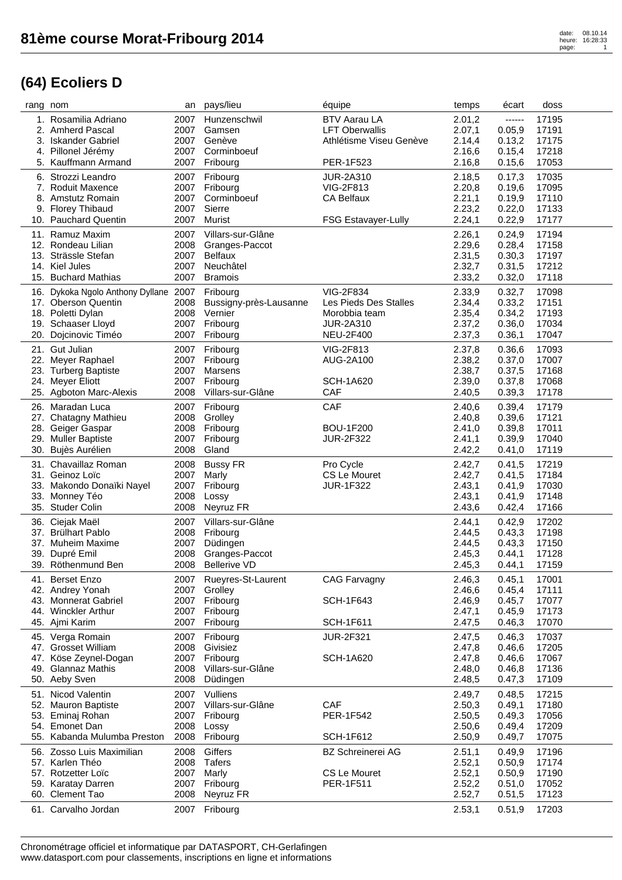# 81ème course Morat-Fribourg 2014

## (64) Ecoliers D

| rang | nom | an | pays/lieu | équipe | temps | écart | doss |
|---|---|---|---|---|---|---|---|
| 1. | Rosamilia Adriano | 2007 | Hunzenschwil | BTV Aarau LA | 2.01,2 | ------ | 17195 |
| 2. | Amherd Pascal | 2007 | Gamsen | LFT Oberwallis | 2.07,1 | 0.05,9 | 17191 |
| 3. | Iskander Gabriel | 2007 | Genève | Athlétisme Viseu Genève | 2.14,4 | 0.13,2 | 17175 |
| 4. | Pillonel Jérémy | 2007 | Corminboeuf | | 2.16,6 | 0.15,4 | 17218 |
| 5. | Kauffmann Armand | 2007 | Fribourg | PER-1F523 | 2.16,8 | 0.15,6 | 17053 |
| 6. | Strozzi Leandro | 2007 | Fribourg | JUR-2A310 | 2.18,5 | 0.17,3 | 17035 |
| 7. | Roduit Maxence | 2007 | Fribourg | VIG-2F813 | 2.20,8 | 0.19,6 | 17095 |
| 8. | Amstutz Romain | 2007 | Corminboeuf | CA Belfaux | 2.21,1 | 0.19,9 | 17110 |
| 9. | Florey Thibaud | 2007 | Sierre | | 2.23,2 | 0.22,0 | 17133 |
| 10. | Pauchard Quentin | 2007 | Murist | FSG Estavayer-Lully | 2.24,1 | 0.22,9 | 17177 |
| 11. | Ramuz Maxim | 2007 | Villars-sur-Glâne | | 2.26,1 | 0.24,9 | 17194 |
| 12. | Rondeau Lilian | 2008 | Granges-Paccot | | 2.29,6 | 0.28,4 | 17158 |
| 13. | Strässle Stefan | 2007 | Belfaux | | 2.31,5 | 0.30,3 | 17197 |
| 14. | Kiel Jules | 2007 | Neuchâtel | | 2.32,7 | 0.31,5 | 17212 |
| 15. | Buchard Mathias | 2007 | Bramois | | 2.33,2 | 0.32,0 | 17118 |
| 16. | Dykoka Ngolo Anthony Dyllane | 2007 | Fribourg | VIG-2F834 | 2.33,9 | 0.32,7 | 17098 |
| 17. | Oberson Quentin | 2008 | Bussigny-près-Lausanne | Les Pieds Des Stalles | 2.34,4 | 0.33,2 | 17151 |
| 18. | Poletti Dylan | 2008 | Vernier | Morobbia team | 2.35,4 | 0.34,2 | 17193 |
| 19. | Schaaser Lloyd | 2007 | Fribourg | JUR-2A310 | 2.37,2 | 0.36,0 | 17034 |
| 20. | Dojcinovic Timéo | 2007 | Fribourg | NEU-2F400 | 2.37,3 | 0.36,1 | 17047 |
| 21. | Gut Julian | 2007 | Fribourg | VIG-2F813 | 2.37,8 | 0.36,6 | 17093 |
| 22. | Meyer Raphael | 2007 | Fribourg | AUG-2A100 | 2.38,2 | 0.37,0 | 17007 |
| 23. | Turberg Baptiste | 2007 | Marsens | | 2.38,7 | 0.37,5 | 17168 |
| 24. | Meyer Eliott | 2007 | Fribourg | SCH-1A620 | 2.39,0 | 0.37,8 | 17068 |
| 25. | Agboton Marc-Alexis | 2008 | Villars-sur-Glâne | CAF | 2.40,5 | 0.39,3 | 17178 |
| 26. | Maradan Luca | 2007 | Fribourg | CAF | 2.40,6 | 0.39,4 | 17179 |
| 27. | Chatagny Mathieu | 2008 | Grolley | | 2.40,8 | 0.39,6 | 17121 |
| 28. | Geiger Gaspar | 2008 | Fribourg | BOU-1F200 | 2.41,0 | 0.39,8 | 17011 |
| 29. | Muller Baptiste | 2007 | Fribourg | JUR-2F322 | 2.41,1 | 0.39,9 | 17040 |
| 30. | Bujès Aurélien | 2008 | Gland | | 2.42,2 | 0.41,0 | 17119 |
| 31. | Chavaillaz Roman | 2008 | Bussy FR | Pro Cycle | 2.42,7 | 0.41,5 | 17219 |
| 31. | Geinoz Loïc | 2007 | Marly | CS Le Mouret | 2.42,7 | 0.41,5 | 17184 |
| 33. | Makondo Donaïki Nayel | 2007 | Fribourg | JUR-1F322 | 2.43,1 | 0.41,9 | 17030 |
| 33. | Monney Téo | 2008 | Lossy | | 2.43,1 | 0.41,9 | 17148 |
| 35. | Studer Colin | 2008 | Neyruz FR | | 2.43,6 | 0.42,4 | 17166 |
| 36. | Ciejak Maël | 2007 | Villars-sur-Glâne | | 2.44,1 | 0.42,9 | 17202 |
| 37. | Brülhart Pablo | 2008 | Fribourg | | 2.44,5 | 0.43,3 | 17198 |
| 37. | Muheim Maxime | 2007 | Düdingen | | 2.44,5 | 0.43,3 | 17150 |
| 39. | Dupré Emil | 2008 | Granges-Paccot | | 2.45,3 | 0.44,1 | 17128 |
| 39. | Röthenmund Ben | 2008 | Bellerive VD | | 2.45,3 | 0.44,1 | 17159 |
| 41. | Berset Enzo | 2007 | Rueyres-St-Laurent | CAG Farvagny | 2.46,3 | 0.45,1 | 17001 |
| 42. | Andrey Yonah | 2007 | Grolley | | 2.46,6 | 0.45,4 | 17111 |
| 43. | Monnerat Gabriel | 2007 | Fribourg | SCH-1F643 | 2.46,9 | 0.45,7 | 17077 |
| 44. | Winckler Arthur | 2007 | Fribourg | | 2.47,1 | 0.45,9 | 17173 |
| 45. | Ajmi Karim | 2007 | Fribourg | SCH-1F611 | 2.47,5 | 0.46,3 | 17070 |
| 45. | Verga Romain | 2007 | Fribourg | JUR-2F321 | 2.47,5 | 0.46,3 | 17037 |
| 47. | Grosset William | 2008 | Givisiez | | 2.47,8 | 0.46,6 | 17205 |
| 47. | Köse Zeynel-Dogan | 2007 | Fribourg | SCH-1A620 | 2.47,8 | 0.46,6 | 17067 |
| 49. | Glannaz Mathis | 2008 | Villars-sur-Glâne | | 2.48,0 | 0.46,8 | 17136 |
| 50. | Aeby Sven | 2008 | Düdingen | | 2.48,5 | 0.47,3 | 17109 |
| 51. | Nicod Valentin | 2007 | Vulliens | | 2.49,7 | 0.48,5 | 17215 |
| 52. | Mauron Baptiste | 2007 | Villars-sur-Glâne | CAF | 2.50,3 | 0.49,1 | 17180 |
| 53. | Eminaj Rohan | 2007 | Fribourg | PER-1F542 | 2.50,5 | 0.49,3 | 17056 |
| 54. | Emonet Dan | 2008 | Lossy | | 2.50,6 | 0.49,4 | 17209 |
| 55. | Kabanda Mulumba Preston | 2008 | Fribourg | SCH-1F612 | 2.50,9 | 0.49,7 | 17075 |
| 56. | Zosso Luis Maximilian | 2008 | Giffers | BZ Schreinerei AG | 2.51,1 | 0.49,9 | 17196 |
| 57. | Karlen Théo | 2008 | Tafers | | 2.52,1 | 0.50,9 | 17174 |
| 57. | Rotzetter Loïc | 2007 | Marly | CS Le Mouret | 2.52,1 | 0.50,9 | 17190 |
| 59. | Karatay Darren | 2007 | Fribourg | PER-1F511 | 2.52,2 | 0.51,0 | 17052 |
| 60. | Clement Tao | 2008 | Neyruz FR | | 2.52,7 | 0.51,5 | 17123 |
| 61. | Carvalho Jordan | 2007 | Fribourg | | 2.53,1 | 0.51,9 | 17203 |

Chronométrage officiel et informatique par DATASPORT, CH-Gerlafingen
www.datasport.com pour classements, inscriptions en ligne et informations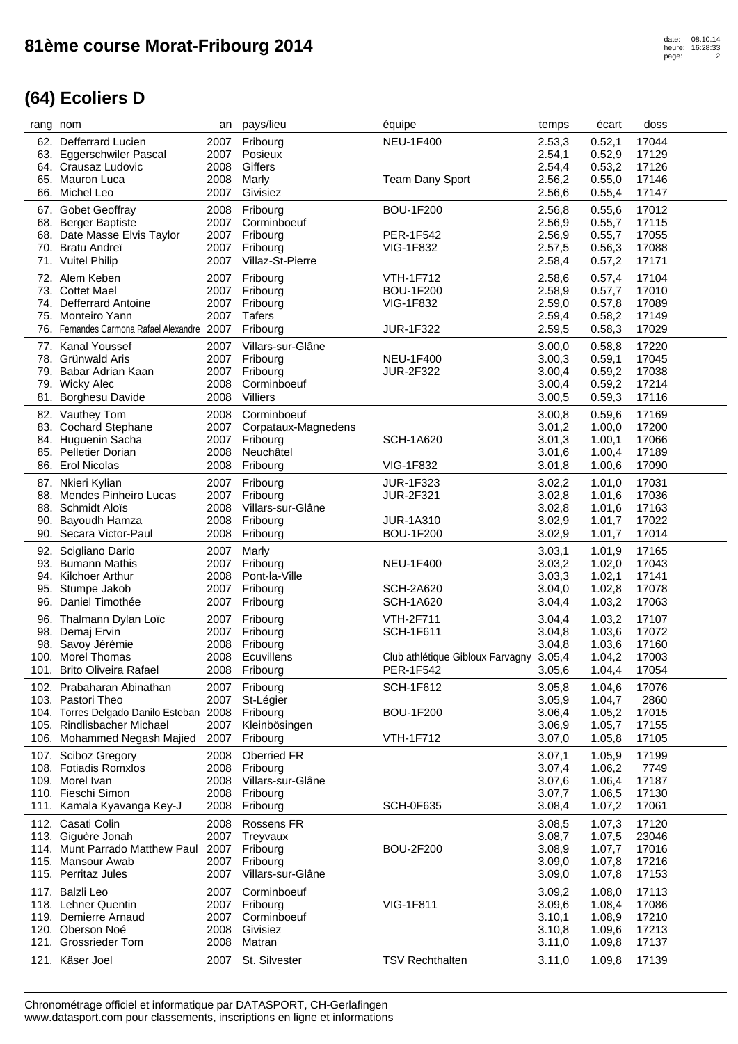# 81ème course Morat-Fribourg 2014

## (64) Ecoliers D

| rang | nom | an | pays/lieu | équipe | temps | écart | doss |
|---|---|---|---|---|---|---|---|
| 62. | Defferrard Lucien | 2007 | Fribourg | NEU-1F400 | 2.53,3 | 0.52,1 | 17044 |
| 63. | Eggerschwiler Pascal | 2007 | Posieux | | 2.54,1 | 0.52,9 | 17129 |
| 64. | Crausaz Ludovic | 2008 | Giffers | | 2.54,4 | 0.53,2 | 17126 |
| 65. | Mauron Luca | 2008 | Marly | Team Dany Sport | 2.56,2 | 0.55,0 | 17146 |
| 66. | Michel Leo | 2007 | Givisiez | | 2.56,6 | 0.55,4 | 17147 |
| 67. | Gobet Geoffray | 2008 | Fribourg | BOU-1F200 | 2.56,8 | 0.55,6 | 17012 |
| 68. | Berger Baptiste | 2007 | Corminboeuf | | 2.56,9 | 0.55,7 | 17115 |
| 68. | Date Masse Elvis Taylor | 2007 | Fribourg | PER-1F542 | 2.56,9 | 0.55,7 | 17055 |
| 70. | Bratu Andreï | 2007 | Fribourg | VIG-1F832 | 2.57,5 | 0.56,3 | 17088 |
| 71. | Vuitel Philip | 2007 | Villaz-St-Pierre | | 2.58,4 | 0.57,2 | 17171 |
| 72. | Alem Keben | 2007 | Fribourg | VTH-1F712 | 2.58,6 | 0.57,4 | 17104 |
| 73. | Cottet Mael | 2007 | Fribourg | BOU-1F200 | 2.58,9 | 0.57,7 | 17010 |
| 74. | Defferrard Antoine | 2007 | Fribourg | VIG-1F832 | 2.59,0 | 0.57,8 | 17089 |
| 75. | Monteiro Yann | 2007 | Tafers | | 2.59,4 | 0.58,2 | 17149 |
| 76. | Fernandes Carmona Rafael Alexandre | 2007 | Fribourg | JUR-1F322 | 2.59,5 | 0.58,3 | 17029 |
| 77. | Kanal Youssef | 2007 | Villars-sur-Glâne | | 3.00,0 | 0.58,8 | 17220 |
| 78. | Grünwald Aris | 2007 | Fribourg | NEU-1F400 | 3.00,3 | 0.59,1 | 17045 |
| 79. | Babar Adrian Kaan | 2007 | Fribourg | JUR-2F322 | 3.00,4 | 0.59,2 | 17038 |
| 79. | Wicky Alec | 2008 | Corminboeuf | | 3.00,4 | 0.59,2 | 17214 |
| 81. | Borghesu Davide | 2008 | Villiers | | 3.00,5 | 0.59,3 | 17116 |
| 82. | Vauthey Tom | 2008 | Corminboeuf | | 3.00,8 | 0.59,6 | 17169 |
| 83. | Cochard Stephane | 2007 | Corpataux-Magnedens | | 3.01,2 | 1.00,0 | 17200 |
| 84. | Huguenin Sacha | 2007 | Fribourg | SCH-1A620 | 3.01,3 | 1.00,1 | 17066 |
| 85. | Pelletier Dorian | 2008 | Neuchâtel | | 3.01,6 | 1.00,4 | 17189 |
| 86. | Erol Nicolas | 2008 | Fribourg | VIG-1F832 | 3.01,8 | 1.00,6 | 17090 |
| 87. | Nkieri Kylian | 2007 | Fribourg | JUR-1F323 | 3.02,2 | 1.01,0 | 17031 |
| 88. | Mendes Pinheiro Lucas | 2007 | Fribourg | JUR-2F321 | 3.02,8 | 1.01,6 | 17036 |
| 88. | Schmidt Aloïs | 2008 | Villars-sur-Glâne | | 3.02,8 | 1.01,6 | 17163 |
| 90. | Bayoudh Hamza | 2008 | Fribourg | JUR-1A310 | 3.02,9 | 1.01,7 | 17022 |
| 90. | Secara Victor-Paul | 2008 | Fribourg | BOU-1F200 | 3.02,9 | 1.01,7 | 17014 |
| 92. | Scigliano Dario | 2007 | Marly | | 3.03,1 | 1.01,9 | 17165 |
| 93. | Bumann Mathis | 2007 | Fribourg | NEU-1F400 | 3.03,2 | 1.02,0 | 17043 |
| 94. | Kilchoer Arthur | 2008 | Pont-la-Ville | | 3.03,3 | 1.02,1 | 17141 |
| 95. | Stumpe Jakob | 2007 | Fribourg | SCH-2A620 | 3.04,0 | 1.02,8 | 17078 |
| 96. | Daniel Timothée | 2007 | Fribourg | SCH-1A620 | 3.04,4 | 1.03,2 | 17063 |
| 96. | Thalmann Dylan Loïc | 2007 | Fribourg | VTH-2F711 | 3.04,4 | 1.03,2 | 17107 |
| 98. | Demaj Ervin | 2007 | Fribourg | SCH-1F611 | 3.04,8 | 1.03,6 | 17072 |
| 98. | Savoy Jérémie | 2008 | Fribourg | | 3.04,8 | 1.03,6 | 17160 |
| 100. | Morel Thomas | 2008 | Ecuvillens | Club athlétique Gibloux Farvagny | 3.05,4 | 1.04,2 | 17003 |
| 101. | Brito Oliveira Rafael | 2008 | Fribourg | PER-1F542 | 3.05,6 | 1.04,4 | 17054 |
| 102. | Prabaharan Abinathan | 2007 | Fribourg | SCH-1F612 | 3.05,8 | 1.04,6 | 17076 |
| 103. | Pastori Theo | 2007 | St-Légier | | 3.05,9 | 1.04,7 | 2860 |
| 104. | Torres Delgado Danilo Esteban | 2008 | Fribourg | BOU-1F200 | 3.06,4 | 1.05,2 | 17015 |
| 105. | Rindlisbacher Michael | 2007 | Kleinbösingen | | 3.06,9 | 1.05,7 | 17155 |
| 106. | Mohammed Negash Majied | 2007 | Fribourg | VTH-1F712 | 3.07,0 | 1.05,8 | 17105 |
| 107. | Sciboz Gregory | 2008 | Oberried FR | | 3.07,1 | 1.05,9 | 17199 |
| 108. | Fotiadis Romxlos | 2008 | Fribourg | | 3.07,4 | 1.06,2 | 7749 |
| 109. | Morel Ivan | 2008 | Villars-sur-Glâne | | 3.07,6 | 1.06,4 | 17187 |
| 110. | Fieschi Simon | 2008 | Fribourg | | 3.07,7 | 1.06,5 | 17130 |
| 111. | Kamala Kyavanga Key-J | 2008 | Fribourg | SCH-0F635 | 3.08,4 | 1.07,2 | 17061 |
| 112. | Casati Colin | 2008 | Rossens FR | | 3.08,5 | 1.07,3 | 17120 |
| 113. | Giguère Jonah | 2007 | Treyvaux | | 3.08,7 | 1.07,5 | 23046 |
| 114. | Munt Parrado Matthew Paul | 2007 | Fribourg | BOU-2F200 | 3.08,9 | 1.07,7 | 17016 |
| 115. | Mansour Awab | 2007 | Fribourg | | 3.09,0 | 1.07,8 | 17216 |
| 115. | Perritaz Jules | 2007 | Villars-sur-Glâne | | 3.09,0 | 1.07,8 | 17153 |
| 117. | Balzli Leo | 2007 | Corminboeuf | | 3.09,2 | 1.08,0 | 17113 |
| 118. | Lehner Quentin | 2007 | Fribourg | VIG-1F811 | 3.09,6 | 1.08,4 | 17086 |
| 119. | Demierre Arnaud | 2007 | Corminboeuf | | 3.10,1 | 1.08,9 | 17210 |
| 120. | Oberson Noé | 2008 | Givisiez | | 3.10,8 | 1.09,6 | 17213 |
| 121. | Grossrieder Tom | 2008 | Matran | | 3.11,0 | 1.09,8 | 17137 |
| 121. | Käser Joel | 2007 | St. Silvester | TSV Rechthalten | 3.11,0 | 1.09,8 | 17139 |

Chronométrage officiel et informatique par DATASPORT, CH-Gerlafingen
www.datasport.com pour classements, inscriptions en ligne et informations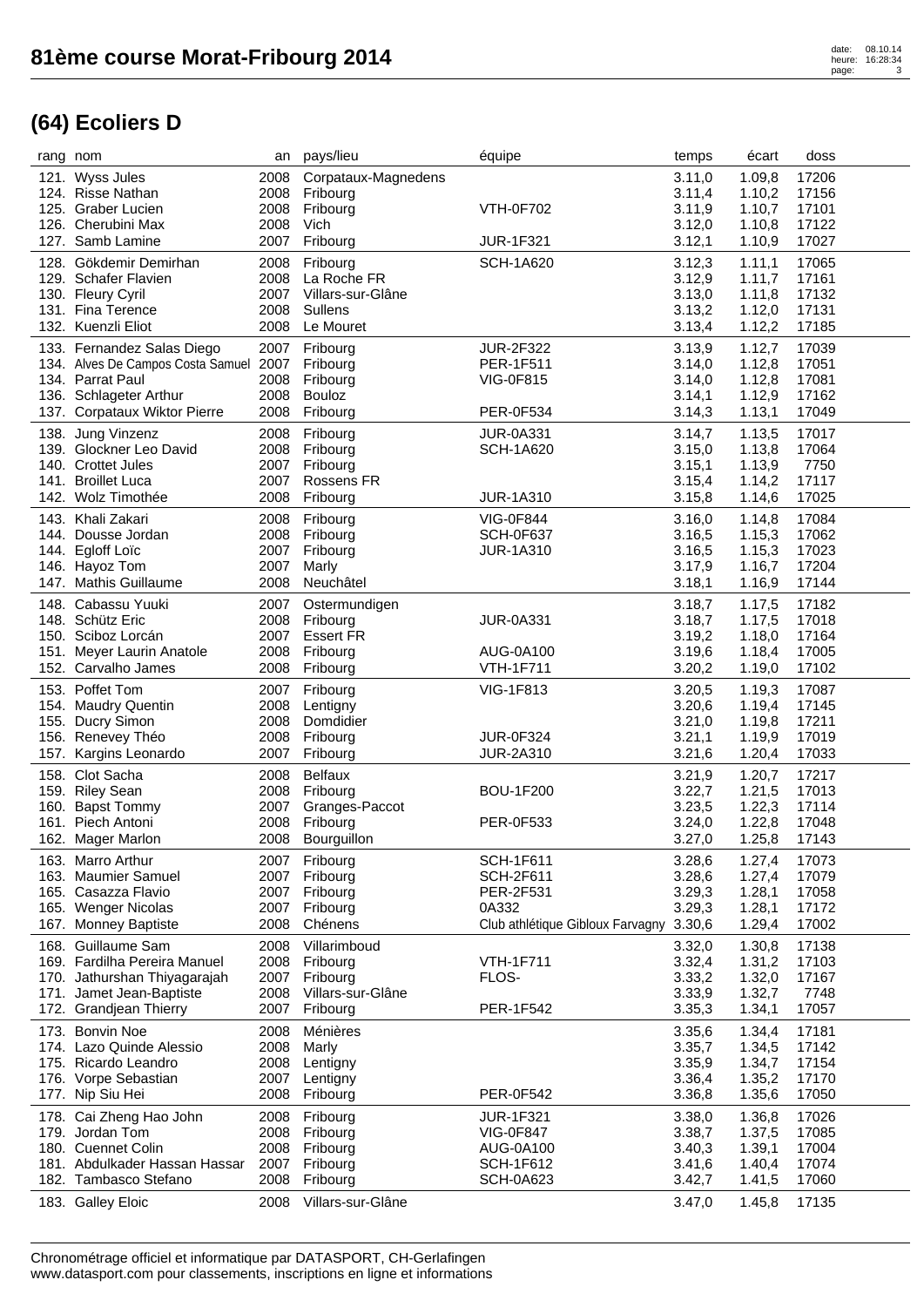# 81ème course Morat-Fribourg 2014

## (64) Ecoliers D

| rang | nom | an | pays/lieu | équipe | temps | écart | doss |
|---|---|---|---|---|---|---|---|
| 121. | Wyss Jules | 2008 | Corpataux-Magnedens | | 3.11,0 | 1.09,8 | 17206 |
| 124. | Risse Nathan | 2008 | Fribourg | | 3.11,4 | 1.10,2 | 17156 |
| 125. | Graber Lucien | 2008 | Fribourg | VTH-0F702 | 3.11,9 | 1.10,7 | 17101 |
| 126. | Cherubini Max | 2008 | Vich | | 3.12,0 | 1.10,8 | 17122 |
| 127. | Samb Lamine | 2007 | Fribourg | JUR-1F321 | 3.12,1 | 1.10,9 | 17027 |
| 128. | Gökdemir Demirhan | 2008 | Fribourg | SCH-1A620 | 3.12,3 | 1.11,1 | 17065 |
| 129. | Schafer Flavien | 2008 | La Roche FR | | 3.12,9 | 1.11,7 | 17161 |
| 130. | Fleury Cyril | 2007 | Villars-sur-Glâne | | 3.13,0 | 1.11,8 | 17132 |
| 131. | Fina Terence | 2008 | Sullens | | 3.13,2 | 1.12,0 | 17131 |
| 132. | Kuenzli Eliot | 2008 | Le Mouret | | 3.13,4 | 1.12,2 | 17185 |
| 133. | Fernandez Salas Diego | 2007 | Fribourg | JUR-2F322 | 3.13,9 | 1.12,7 | 17039 |
| 134. | Alves De Campos Costa Samuel | 2007 | Fribourg | PER-1F511 | 3.14,0 | 1.12,8 | 17051 |
| 134. | Parrat Paul | 2008 | Fribourg | VIG-0F815 | 3.14,0 | 1.12,8 | 17081 |
| 136. | Schlageter Arthur | 2008 | Bouloz | | 3.14,1 | 1.12,9 | 17162 |
| 137. | Corpataux Wiktor Pierre | 2008 | Fribourg | PER-0F534 | 3.14,3 | 1.13,1 | 17049 |
| 138. | Jung Vinzenz | 2008 | Fribourg | JUR-0A331 | 3.14,7 | 1.13,5 | 17017 |
| 139. | Glockner Leo David | 2008 | Fribourg | SCH-1A620 | 3.15,0 | 1.13,8 | 17064 |
| 140. | Crottet Jules | 2007 | Fribourg | | 3.15,1 | 1.13,9 | 7750 |
| 141. | Broillet Luca | 2007 | Rossens FR | | 3.15,4 | 1.14,2 | 17117 |
| 142. | Wolz Timothée | 2008 | Fribourg | JUR-1A310 | 3.15,8 | 1.14,6 | 17025 |
| 143. | Khali Zakari | 2008 | Fribourg | VIG-0F844 | 3.16,0 | 1.14,8 | 17084 |
| 144. | Dousse Jordan | 2008 | Fribourg | SCH-0F637 | 3.16,5 | 1.15,3 | 17062 |
| 144. | Egloff Loïc | 2007 | Fribourg | JUR-1A310 | 3.16,5 | 1.15,3 | 17023 |
| 146. | Hayoz Tom | 2007 | Marly | | 3.17,9 | 1.16,7 | 17204 |
| 147. | Mathis Guillaume | 2008 | Neuchâtel | | 3.18,1 | 1.16,9 | 17144 |
| 148. | Cabassu Yuuki | 2007 | Ostermundigen | | 3.18,7 | 1.17,5 | 17182 |
| 148. | Schütz Eric | 2008 | Fribourg | JUR-0A331 | 3.18,7 | 1.17,5 | 17018 |
| 150. | Sciboz Lorcán | 2007 | Essert FR | | 3.19,2 | 1.18,0 | 17164 |
| 151. | Meyer Laurin Anatole | 2008 | Fribourg | AUG-0A100 | 3.19,6 | 1.18,4 | 17005 |
| 152. | Carvalho James | 2008 | Fribourg | VTH-1F711 | 3.20,2 | 1.19,0 | 17102 |
| 153. | Poffet Tom | 2007 | Fribourg | VIG-1F813 | 3.20,5 | 1.19,3 | 17087 |
| 154. | Maudry Quentin | 2008 | Lentigny | | 3.20,6 | 1.19,4 | 17145 |
| 155. | Ducry Simon | 2008 | Domdidier | | 3.21,0 | 1.19,8 | 17211 |
| 156. | Renevey Théo | 2008 | Fribourg | JUR-0F324 | 3.21,1 | 1.19,9 | 17019 |
| 157. | Kargins Leonardo | 2007 | Fribourg | JUR-2A310 | 3.21,6 | 1.20,4 | 17033 |
| 158. | Clot Sacha | 2008 | Belfaux | | 3.21,9 | 1.20,7 | 17217 |
| 159. | Riley Sean | 2008 | Fribourg | BOU-1F200 | 3.22,7 | 1.21,5 | 17013 |
| 160. | Bapst Tommy | 2007 | Granges-Paccot | | 3.23,5 | 1.22,3 | 17114 |
| 161. | Piech Antoni | 2008 | Fribourg | PER-0F533 | 3.24,0 | 1.22,8 | 17048 |
| 162. | Mager Marlon | 2008 | Bourguillon | | 3.27,0 | 1.25,8 | 17143 |
| 163. | Marro Arthur | 2007 | Fribourg | SCH-1F611 | 3.28,6 | 1.27,4 | 17073 |
| 163. | Maumier Samuel | 2007 | Fribourg | SCH-2F611 | 3.28,6 | 1.27,4 | 17079 |
| 165. | Casazza Flavio | 2007 | Fribourg | PER-2F531 | 3.29,3 | 1.28,1 | 17058 |
| 165. | Wenger Nicolas | 2007 | Fribourg | 0A332 | 3.29,3 | 1.28,1 | 17172 |
| 167. | Monney Baptiste | 2008 | Chénens | Club athlétique Gibloux Farvagny | 3.30,6 | 1.29,4 | 17002 |
| 168. | Guillaume Sam | 2008 | Villarimboud | | 3.32,0 | 1.30,8 | 17138 |
| 169. | Fardilha Pereira Manuel | 2008 | Fribourg | VTH-1F711 | 3.32,4 | 1.31,2 | 17103 |
| 170. | Jathurshan Thiyagarajah | 2007 | Fribourg | FLOS- | 3.33,2 | 1.32,0 | 17167 |
| 171. | Jamet Jean-Baptiste | 2008 | Villars-sur-Glâne | | 3.33,9 | 1.32,7 | 7748 |
| 172. | Grandjean Thierry | 2007 | Fribourg | PER-1F542 | 3.35,3 | 1.34,1 | 17057 |
| 173. | Bonvin Noe | 2008 | Ménières | | 3.35,6 | 1.34,4 | 17181 |
| 174. | Lazo Quinde Alessio | 2008 | Marly | | 3.35,7 | 1.34,5 | 17142 |
| 175. | Ricardo Leandro | 2008 | Lentigny | | 3.35,9 | 1.34,7 | 17154 |
| 176. | Vorpe Sebastian | 2007 | Lentigny | | 3.36,4 | 1.35,2 | 17170 |
| 177. | Nip Siu Hei | 2008 | Fribourg | PER-0F542 | 3.36,8 | 1.35,6 | 17050 |
| 178. | Cai Zheng Hao John | 2008 | Fribourg | JUR-1F321 | 3.38,0 | 1.36,8 | 17026 |
| 179. | Jordan Tom | 2008 | Fribourg | VIG-0F847 | 3.38,7 | 1.37,5 | 17085 |
| 180. | Cuennet Colin | 2008 | Fribourg | AUG-0A100 | 3.40,3 | 1.39,1 | 17004 |
| 181. | Abdulkader Hassan Hassar | 2007 | Fribourg | SCH-1F612 | 3.41,6 | 1.40,4 | 17074 |
| 182. | Tambasco Stefano | 2008 | Fribourg | SCH-0A623 | 3.42,7 | 1.41,5 | 17060 |
| 183. | Galley Eloic | 2008 | Villars-sur-Glâne | | 3.47,0 | 1.45,8 | 17135 |

Chronométrage officiel et informatique par DATASPORT, CH-Gerlafingen
www.datasport.com pour classements, inscriptions en ligne et informations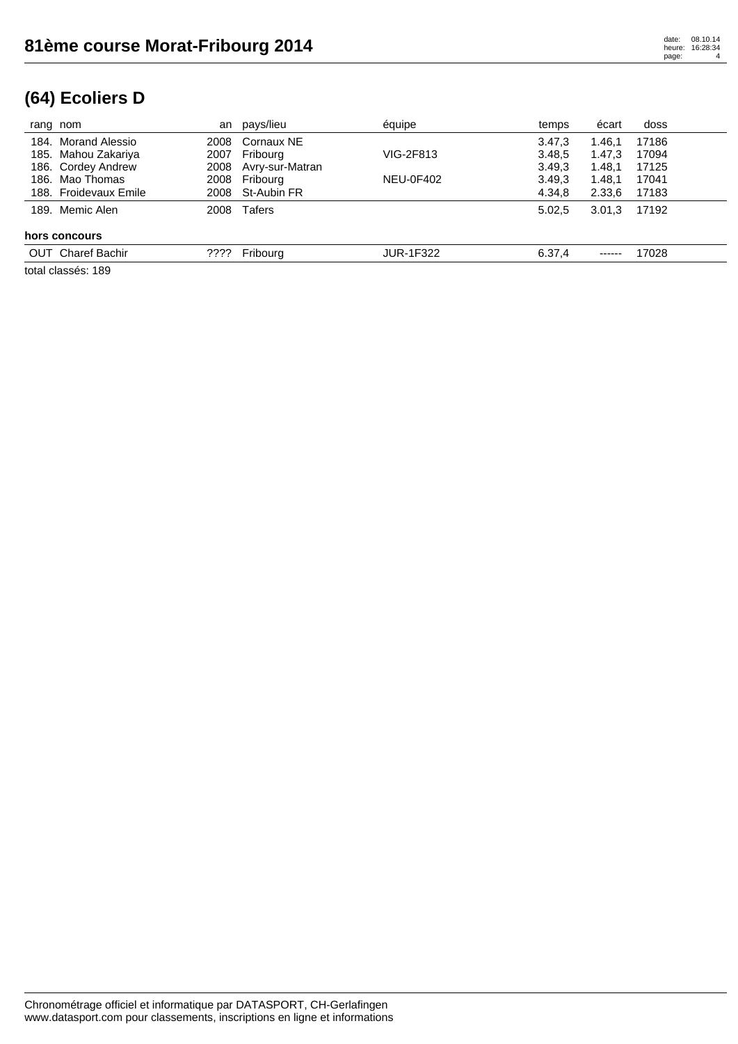# 81ème course Morat-Fribourg 2014

## (64) Ecoliers D

| rang | nom | an | pays/lieu | équipe | temps | écart | doss |
|---|---|---|---|---|---|---|---|
| 184. | Morand Alessio | 2008 | Cornaux NE | | 3.47,3 | 1.46,1 | 17186 |
| 185. | Mahou Zakariya | 2007 | Fribourg | VIG-2F813 | 3.48,5 | 1.47,3 | 17094 |
| 186. | Cordey Andrew | 2008 | Avry-sur-Matran | | 3.49,3 | 1.48,1 | 17125 |
| 186. | Mao Thomas | 2008 | Fribourg | NEU-0F402 | 3.49,3 | 1.48,1 | 17041 |
| 188. | Froidevaux Emile | 2008 | St-Aubin FR | | 4.34,8 | 2.33,6 | 17183 |
| 189. | Memic Alen | 2008 | Tafers | | 5.02,5 | 3.01,3 | 17192 |

**hors concours**

| rang | nom | an | pays/lieu | équipe | temps | écart | doss |
|---|---|---|---|---|---|---|---|
| OUT | Charef Bachir | ???? | Fribourg | JUR-1F322 | 6.37,4 | ------ | 17028 |

total classés: 189

Chronométrage officiel et informatique par DATASPORT, CH-Gerlafingen
www.datasport.com pour classements, inscriptions en ligne et informations